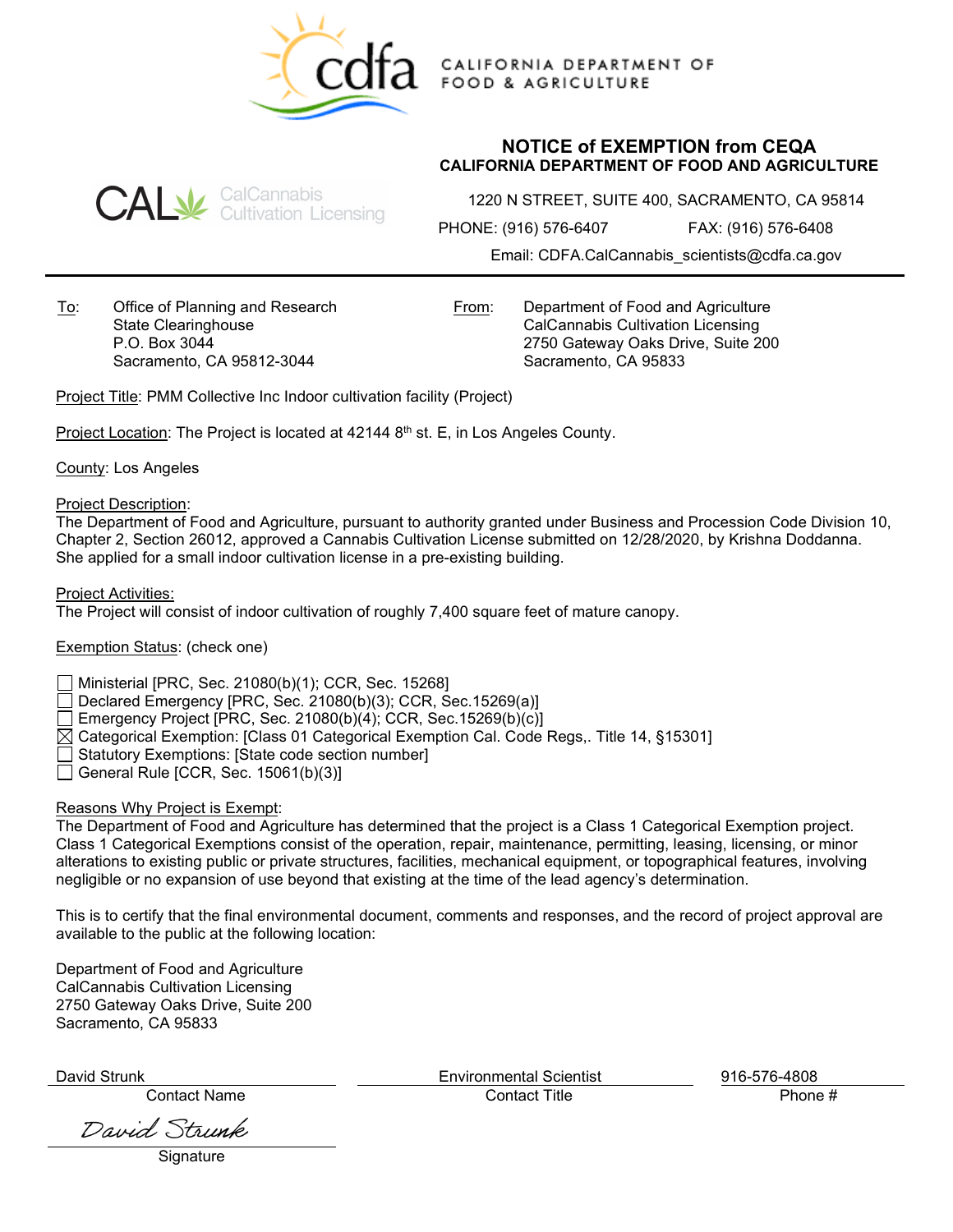CALIFORNIA DEPARTMENT OF FOOD & AGRICULTURE

CalCannabis Cultivation Licensing

# NOTICE of EXEMPTION from CEQA

## CALIFORNIA DEPARTMENT OF FOOD AND AGRICULTURE

1220 N STREET, SUITE 400, SACRAMENTO, CA 95814

PHONE: (916) 576-6407 FAX: (916) 576-6408

Email: CDFA.CalCannabis_scientists@cdfa.ca.gov

---

To: Office of Planning and Research
State Clearinghouse
P.O. Box 3044
Sacramento, CA 95812-3044

From: Department of Food and Agriculture
CalCannabis Cultivation Licensing
2750 Gateway Oaks Drive, Suite 200
Sacramento, CA 95833

Project Title: PMM Collective Inc Indoor cultivation facility (Project)

Project Location: The Project is located at 42144 8th st. E, in Los Angeles County.

County: Los Angeles

Project Description:
The Department of Food and Agriculture, pursuant to authority granted under Business and Procession Code Division 10, Chapter 2, Section 26012, approved a Cannabis Cultivation License submitted on 12/28/2020, by Krishna Doddanna. She applied for a small indoor cultivation license in a pre-existing building.

Project Activities:
The Project will consist of indoor cultivation of roughly 7,400 square feet of mature canopy.

Exemption Status: (check one)

- ☐ Ministerial [PRC, Sec. 21080(b)(1); CCR, Sec. 15268]
- ☐ Declared Emergency [PRC, Sec. 21080(b)(3); CCR, Sec.15269(a)]
- ☐ Emergency Project [PRC, Sec. 21080(b)(4); CCR, Sec.15269(b)(c)]
- ☒ Categorical Exemption: [Class 01 Categorical Exemption Cal. Code Regs,. Title 14, §15301]
- ☐ Statutory Exemptions: [State code section number]
- ☐ General Rule [CCR, Sec. 15061(b)(3)]

Reasons Why Project is Exempt:
The Department of Food and Agriculture has determined that the project is a Class 1 Categorical Exemption project. Class 1 Categorical Exemptions consist of the operation, repair, maintenance, permitting, leasing, licensing, or minor alterations to existing public or private structures, facilities, mechanical equipment, or topographical features, involving negligible or no expansion of use beyond that existing at the time of the lead agency's determination.

This is to certify that the final environmental document, comments and responses, and the record of project approval are available to the public at the following location:

Department of Food and Agriculture
CalCannabis Cultivation Licensing
2750 Gateway Oaks Drive, Suite 200
Sacramento, CA 95833

| David Strunk | Environmental Scientist | 916-576-4808 |
|---|---|---|
| Contact Name | Contact Title | Phone # |

David Strunk
Signature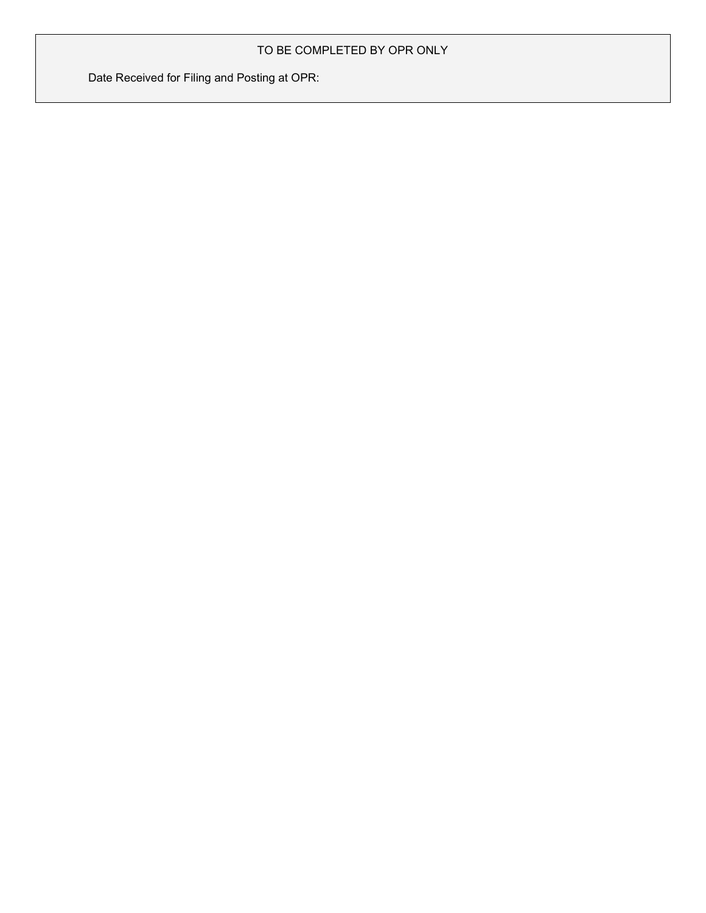TO BE COMPLETED BY OPR ONLY

Date Received for Filing and Posting at OPR: